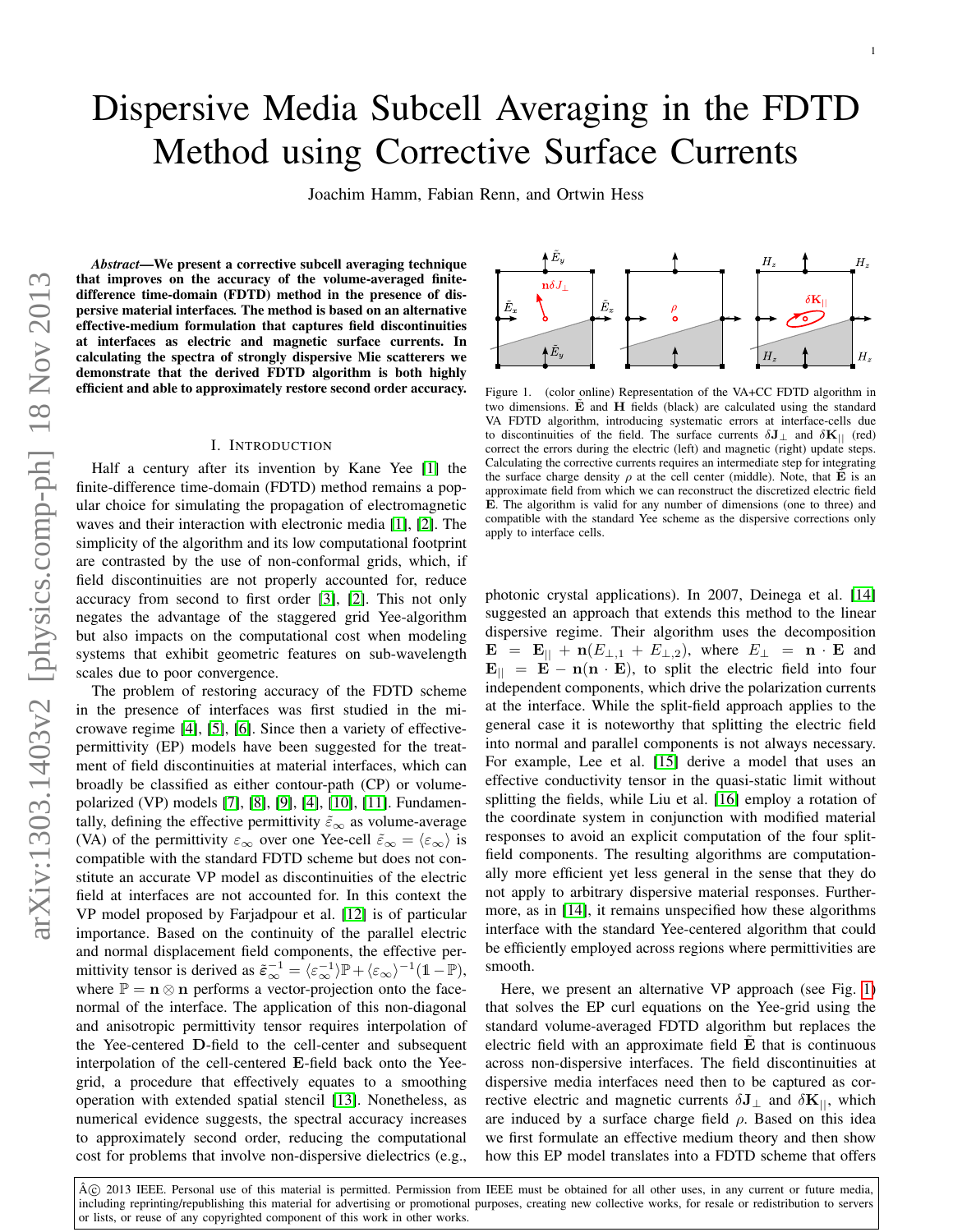# Dispersive Media Subcell Averaging in the FDTD Method using Corrective Surface Currents

Joachim Hamm, Fabian Renn, and Ortwin Hess

***Abstract*—We present a corrective subcell averaging technique that improves on the accuracy of the volume-averaged finite-difference time-domain (FDTD) method in the presence of dispersive material interfaces. The method is based on an alternative effective-medium formulation that captures field discontinuities at interfaces as electric and magnetic surface currents. In calculating the spectra of strongly dispersive Mie scatterers we demonstrate that the derived FDTD algorithm is both highly efficient and able to approximately restore second order accuracy.**

Figure 1. (color online) Representation of the VA+CC FDTD algorithm in two dimensions. $\tilde{\mathbf{E}}$ and $\mathbf{H}$ fields (black) are calculated using the standard VA FDTD algorithm, introducing systematic errors at interface-cells due to discontinuities of the field. The surface currents $\delta\mathbf{J}_{\perp}$ and $\delta\mathbf{K}_{||}$ (red) correct the errors during the electric (left) and magnetic (right) update steps. Calculating the corrective currents requires an intermediate step for integrating the surface charge density $\rho$ at the cell center (middle). Note, that $\tilde{\mathbf{E}}$ is an approximate field from which we can reconstruct the discretized electric field $\mathbf{E}$. The algorithm is valid for any number of dimensions (one to three) and compatible with the standard Yee scheme as the dispersive corrections only apply to interface cells.

## I. Introduction

Half a century after its invention by Kane Yee [1] the finite-difference time-domain (FDTD) method remains a popular choice for simulating the propagation of electromagnetic waves and their interaction with electronic media [1], [2]. The simplicity of the algorithm and its low computational footprint are contrasted by the use of non-conformal grids, which, if field discontinuities are not properly accounted for, reduce accuracy from second to first order [3], [2]. This not only negates the advantage of the staggered grid Yee-algorithm but also impacts on the computational cost when modeling systems that exhibit geometric features on sub-wavelength scales due to poor convergence.

The problem of restoring accuracy of the FDTD scheme in the presence of interfaces was first studied in the microwave regime [4], [5], [6]. Since then a variety of effective-permittivity (EP) models have been suggested for the treatment of field discontinuities at material interfaces, which can broadly be classified as either contour-path (CP) or volume-polarized (VP) models [7], [8], [9], [4], [10], [11]. Fundamentally, defining the effective permittivity $\tilde{\varepsilon}_{\infty}$ as volume-average (VA) of the permittivity $\varepsilon_{\infty}$ over one Yee-cell $\tilde{\varepsilon}_{\infty} = \langle\varepsilon_{\infty}\rangle$ is compatible with the standard FDTD scheme but does not constitute an accurate VP model as discontinuities of the electric field at interfaces are not accounted for. In this context the VP model proposed by Farjadpour et al. [12] is of particular importance. Based on the continuity of the parallel electric and normal displacement field components, the effective permittivity tensor is derived as $\tilde{\boldsymbol{\varepsilon}}_{\infty}^{-1} = \langle\varepsilon_{\infty}^{-1}\rangle\mathbb{P} + \langle\varepsilon_{\infty}\rangle^{-1}(\mathbb{1}-\mathbb{P})$, where $\mathbb{P} = \mathbf{n}\otimes\mathbf{n}$ performs a vector-projection onto the face-normal of the interface. The application of this non-diagonal and anisotropic permittivity tensor requires interpolation of the Yee-centered $\mathbf{D}$-field to the cell-center and subsequent interpolation of the cell-centered $\mathbf{E}$-field back onto the Yee-grid, a procedure that effectively equates to a smoothing operation with extended spatial stencil [13]. Nonetheless, as numerical evidence suggests, the spectral accuracy increases to approximately second order, reducing the computational cost for problems that involve non-dispersive dielectrics (e.g., photonic crystal applications). In 2007, Deinega et al. [14] suggested an approach that extends this method to the linear dispersive regime. Their algorithm uses the decomposition $\mathbf{E} = \mathbf{E}_{||} + \mathbf{n}(E_{\perp,1} + E_{\perp,2})$, where $E_{\perp} = \mathbf{n}\cdot\mathbf{E}$ and $\mathbf{E}_{||} = \mathbf{E} - \mathbf{n}(\mathbf{n}\cdot\mathbf{E})$, to split the electric field into four independent components, which drive the polarization currents at the interface. While the split-field approach applies to the general case it is noteworthy that splitting the electric field into normal and parallel components is not always necessary. For example, Lee et al. [15] derive a model that uses an effective conductivity tensor in the quasi-static limit without splitting the fields, while Liu et al. [16] employ a rotation of the coordinate system in conjunction with modified material responses to avoid an explicit computation of the four split-field components. The resulting algorithms are computationally more efficient yet less general in the sense that they do not apply to arbitrary dispersive material responses. Furthermore, as in [14], it remains unspecified how these algorithms interface with the standard Yee-centered algorithm that could be efficiently employed across regions where permittivities are smooth.

Here, we present an alternative VP approach (see Fig. 1) that solves the EP curl equations on the Yee-grid using the standard volume-averaged FDTD algorithm but replaces the electric field with an approximate field $\tilde{\mathbf{E}}$ that is continuous across non-dispersive interfaces. The field discontinuities at dispersive media interfaces need then to be captured as corrective electric and magnetic currents $\delta\mathbf{J}_{\perp}$ and $\delta\mathbf{K}_{||}$, which are induced by a surface charge field $\rho$. Based on this idea we first formulate an effective medium theory and then show how this EP model translates into a FDTD scheme that offers

© 2013 IEEE. Personal use of this material is permitted. Permission from IEEE must be obtained for all other uses, in any current or future media, including reprinting/republishing this material for advertising or promotional purposes, creating new collective works, for resale or redistribution to servers or lists, or reuse of any copyrighted component of this work in other works.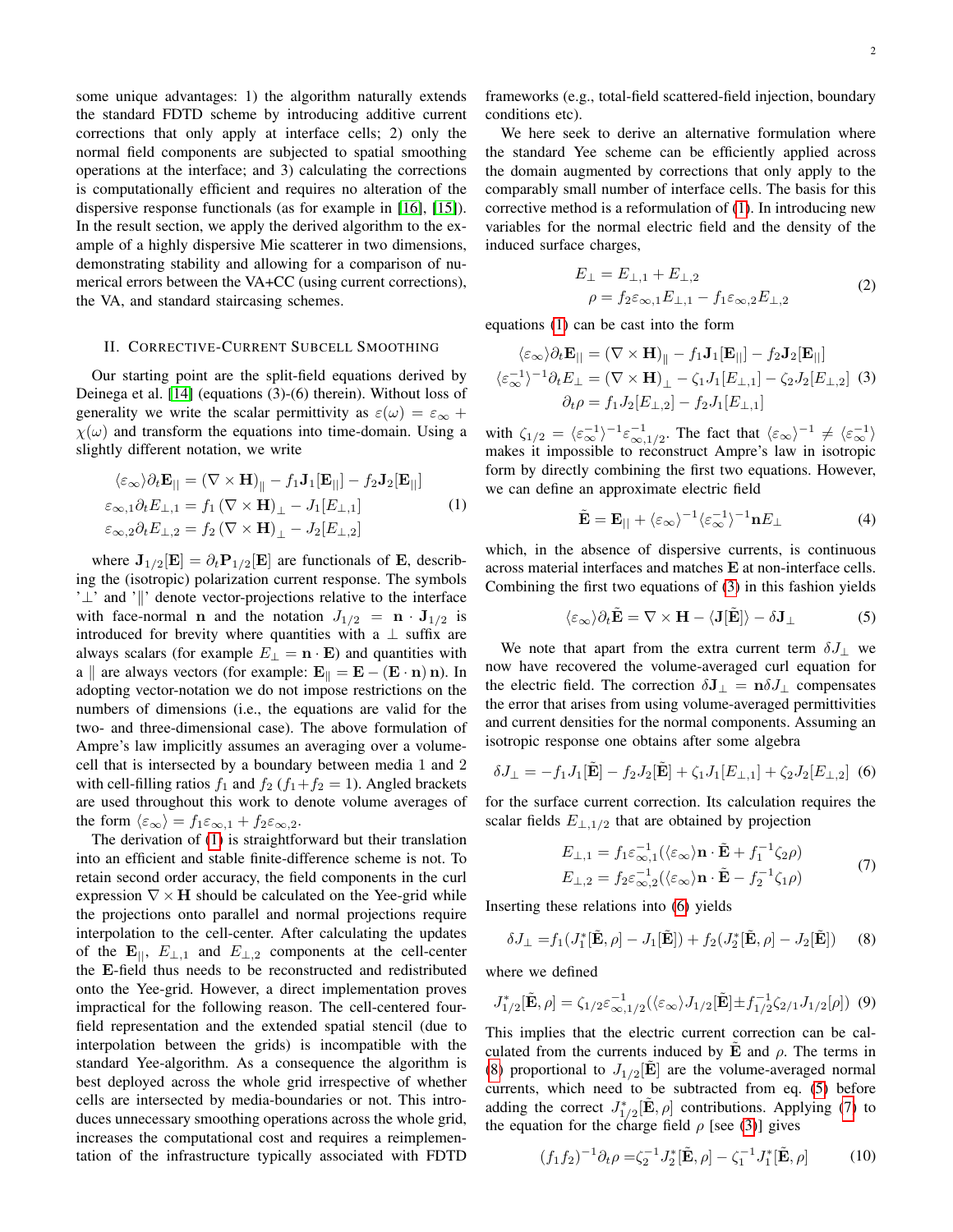some unique advantages: 1) the algorithm naturally extends the standard FDTD scheme by introducing additive current corrections that only apply at interface cells; 2) only the normal field components are subjected to spatial smoothing operations at the interface; and 3) calculating the corrections is computationally efficient and requires no alteration of the dispersive response functionals (as for example in [16], [15]). In the result section, we apply the derived algorithm to the example of a highly dispersive Mie scatterer in two dimensions, demonstrating stability and allowing for a comparison of numerical errors between the VA+CC (using current corrections), the VA, and standard staircasing schemes.

## II. Corrective-Current Subcell Smoothing

Our starting point are the split-field equations derived by Deinega et al. [14] (equations (3)-(6) therein). Without loss of generality we write the scalar permittivity as $\varepsilon(\omega) = \varepsilon_\infty + \chi(\omega)$ and transform the equations into time-domain. Using a slightly different notation, we write

$$
\begin{aligned}
\langle\varepsilon_\infty\rangle\partial_t \mathbf{E}_{||} &= (\nabla\times\mathbf{H})_{\|} - f_1\mathbf{J}_1[\mathbf{E}_{||}] - f_2\mathbf{J}_2[\mathbf{E}_{||}] \\
\varepsilon_{\infty,1}\partial_t E_{\perp,1} &= f_1\,(\nabla\times\mathbf{H})_\perp - J_1[E_{\perp,1}] \\
\varepsilon_{\infty,2}\partial_t E_{\perp,2} &= f_2\,(\nabla\times\mathbf{H})_\perp - J_2[E_{\perp,2}]
\end{aligned} \tag{1}
$$

where $\mathbf{J}_{1/2}[\mathbf{E}] = \partial_t\mathbf{P}_{1/2}[\mathbf{E}]$ are functionals of $\mathbf{E}$, describing the (isotropic) polarization current response. The symbols '$\perp$' and '$\|$' denote vector-projections relative to the interface with face-normal $\mathbf{n}$ and the notation $J_{1/2} = \mathbf{n}\cdot\mathbf{J}_{1/2}$ is introduced for brevity where quantities with a $\perp$ suffix are always scalars (for example $E_\perp = \mathbf{n}\cdot\mathbf{E}$) and quantities with a $\|$ are always vectors (for example: $\mathbf{E}_\| = \mathbf{E} - (\mathbf{E}\cdot\mathbf{n})\,\mathbf{n}$). In adopting vector-notation we do not impose restrictions on the numbers of dimensions (i.e., the equations are valid for the two- and three-dimensional case). The above formulation of Ampre's law implicitly assumes an averaging over a volume-cell that is intersected by a boundary between media 1 and 2 with cell-filling ratios $f_1$ and $f_2$ ($f_1+f_2 = 1$). Angled brackets are used throughout this work to denote volume averages of the form $\langle\varepsilon_\infty\rangle = f_1\varepsilon_{\infty,1} + f_2\varepsilon_{\infty,2}$.

The derivation of (1) is straightforward but their translation into an efficient and stable finite-difference scheme is not. To retain second order accuracy, the field components in the curl expression $\nabla\times\mathbf{H}$ should be calculated on the Yee-grid while the projections onto parallel and normal projections require interpolation to the cell-center. After calculating the updates of the $\mathbf{E}_{||}$, $E_{\perp,1}$ and $E_{\perp,2}$ components at the cell-center the $\mathbf{E}$-field thus needs to be reconstructed and redistributed onto the Yee-grid. However, a direct implementation proves impractical for the following reason. The cell-centered four-field representation and the extended spatial stencil (due to interpolation between the grids) is incompatible with the standard Yee-algorithm. As a consequence the algorithm is best deployed across the whole grid irrespective of whether cells are intersected by media-boundaries or not. This introduces unnecessary smoothing operations across the whole grid, increases the computational cost and requires a reimplementation of the infrastructure typically associated with FDTD frameworks (e.g., total-field scattered-field injection, boundary conditions etc).

We here seek to derive an alternative formulation where the standard Yee scheme can be efficiently applied across the domain augmented by corrections that only apply to the comparably small number of interface cells. The basis for this corrective method is a reformulation of (1). In introducing new variables for the normal electric field and the density of the induced surface charges,

$$
\begin{aligned}
E_\perp &= E_{\perp,1} + E_{\perp,2} \\
\rho &= f_2\varepsilon_{\infty,1}E_{\perp,1} - f_1\varepsilon_{\infty,2}E_{\perp,2}
\end{aligned} \tag{2}
$$

equations (1) can be cast into the form

$$
\begin{aligned}
\langle\varepsilon_\infty\rangle\partial_t\mathbf{E}_{||} &= (\nabla\times\mathbf{H})_{\|} - f_1\mathbf{J}_1[\mathbf{E}_{||}] - f_2\mathbf{J}_2[\mathbf{E}_{||}] \\
\langle\varepsilon_\infty^{-1}\rangle^{-1}\partial_t E_\perp &= (\nabla\times\mathbf{H})_\perp - \zeta_1 J_1[E_{\perp,1}] - \zeta_2 J_2[E_{\perp,2}] \\
\partial_t\rho &= f_1 J_2[E_{\perp,2}] - f_2 J_1[E_{\perp,1}]
\end{aligned} \tag{3}
$$

with $\zeta_{1/2} = \langle\varepsilon_\infty^{-1}\rangle^{-1}\varepsilon_{\infty,1/2}^{-1}$. The fact that $\langle\varepsilon_\infty\rangle^{-1} \neq \langle\varepsilon_\infty^{-1}\rangle$ makes it impossible to reconstruct Ampre's law in isotropic form by directly combining the first two equations. However, we can define an approximate electric field

$$
\tilde{\mathbf{E}} = \mathbf{E}_{||} + \langle\varepsilon_\infty\rangle^{-1}\langle\varepsilon_\infty^{-1}\rangle^{-1}\mathbf{n}E_\perp \tag{4}
$$

which, in the absence of dispersive currents, is continuous across material interfaces and matches $\mathbf{E}$ at non-interface cells. Combining the first two equations of (3) in this fashion yields

$$
\langle\varepsilon_\infty\rangle\partial_t\tilde{\mathbf{E}} = \nabla\times\mathbf{H} - \langle\mathbf{J}[\tilde{\mathbf{E}}]\rangle - \delta\mathbf{J}_\perp \tag{5}
$$

We note that apart from the extra current term $\delta J_\perp$ we now have recovered the volume-averaged curl equation for the electric field. The correction $\delta\mathbf{J}_\perp = \mathbf{n}\delta J_\perp$ compensates the error that arises from using volume-averaged permittivities and current densities for the normal components. Assuming an isotropic response one obtains after some algebra

$$
\delta J_\perp = -f_1 J_1[\tilde{\mathbf{E}}] - f_2 J_2[\tilde{\mathbf{E}}] + \zeta_1 J_1[E_{\perp,1}] + \zeta_2 J_2[E_{\perp,2}] \tag{6}
$$

for the surface current correction. Its calculation requires the scalar fields $E_{\perp,1/2}$ that are obtained by projection

$$
\begin{aligned}
E_{\perp,1} &= f_1\varepsilon_{\infty,1}^{-1}(\langle\varepsilon_\infty\rangle\mathbf{n}\cdot\tilde{\mathbf{E}} + f_1^{-1}\zeta_2\rho) \\
E_{\perp,2} &= f_2\varepsilon_{\infty,2}^{-1}(\langle\varepsilon_\infty\rangle\mathbf{n}\cdot\tilde{\mathbf{E}} - f_2^{-1}\zeta_1\rho)
\end{aligned} \tag{7}
$$

Inserting these relations into (6) yields

$$
\delta J_\perp = f_1(J_1^*[\tilde{\mathbf{E}},\rho] - J_1[\tilde{\mathbf{E}}]) + f_2(J_2^*[\tilde{\mathbf{E}},\rho] - J_2[\tilde{\mathbf{E}}]) \tag{8}
$$

where we defined

$$
J_{1/2}^*[\tilde{\mathbf{E}},\rho] = \zeta_{1/2}\varepsilon_{\infty,1/2}^{-1}(\langle\varepsilon_\infty\rangle J_{1/2}[\tilde{\mathbf{E}}] \pm f_{1/2}^{-1}\zeta_{2/1}J_{1/2}[\rho]) \tag{9}
$$

This implies that the electric current correction can be calculated from the currents induced by $\tilde{\mathbf{E}}$ and $\rho$. The terms in (8) proportional to $J_{1/2}[\tilde{\mathbf{E}}]$ are the volume-averaged normal currents, which need to be subtracted from eq. (5) before adding the correct $J_{1/2}^*[\tilde{\mathbf{E}},\rho]$ contributions. Applying (7) to the equation for the charge field $\rho$ [see (3)] gives

$$
(f_1 f_2)^{-1}\partial_t\rho = \zeta_2^{-1}J_2^*[\tilde{\mathbf{E}},\rho] - \zeta_1^{-1}J_1^*[\tilde{\mathbf{E}},\rho] \tag{10}
$$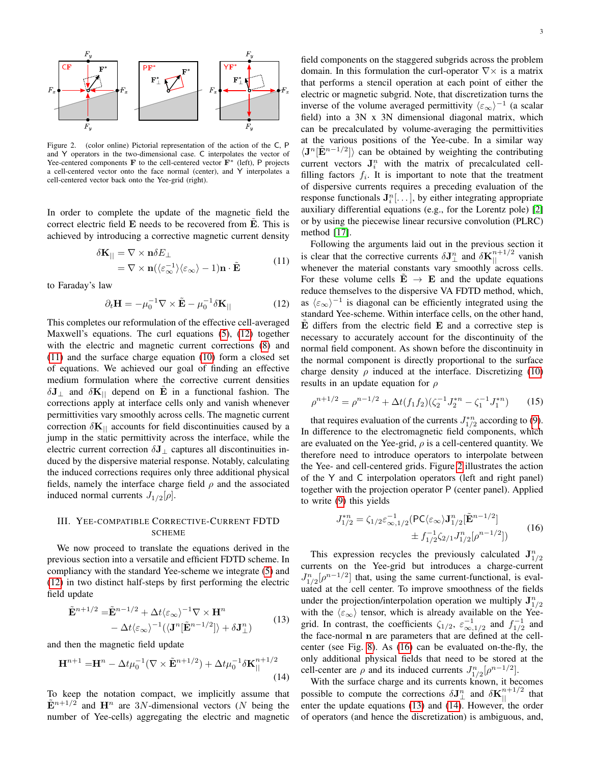Figure 2. (color online) Pictorial representation of the action of the C, P and Y operators in the two-dimensional case. C interpolates the vector of Yee-centered components $\mathbf{F}$ to the cell-centered vector $\mathbf{F}^*$ (left), P projects a cell-centered vector onto the face normal (center), and Y interpolates a cell-centered vector back onto the Yee-grid (right).

In order to complete the update of the magnetic field the correct electric field $\mathbf{E}$ needs to be recovered from $\tilde{\mathbf{E}}$. This is achieved by introducing a corrective magnetic current density

$$
\begin{aligned}
\delta\mathbf{K}_{||} &= \nabla\times\mathbf{n}\delta E_{\perp} \\
&= \nabla\times\mathbf{n}(\langle\varepsilon_\infty^{-1}\rangle\langle\varepsilon_\infty\rangle - 1)\mathbf{n}\cdot\tilde{\mathbf{E}}
\end{aligned}
\tag{11}
$$

to Faraday's law

$$
\partial_t\mathbf{H} = -\mu_0^{-1}\nabla\times\tilde{\mathbf{E}} - \mu_0^{-1}\delta\mathbf{K}_{||} \tag{12}
$$

This completes our reformulation of the effective cell-averaged Maxwell's equations. The curl equations (5), (12) together with the electric and magnetic current corrections (8) and (11) and the surface charge equation (10) form a closed set of equations. We achieved our goal of finding an effective medium formulation where the corrective current densities $\delta\mathbf{J}_\perp$ and $\delta\mathbf{K}_{||}$ depend on $\tilde{\mathbf{E}}$ in a functional fashion. The corrections apply at interface cells only and vanish whenever permittivities vary smoothly across cells. The magnetic current correction $\delta\mathbf{K}_{||}$ accounts for field discontinuities caused by a jump in the static permittivity across the interface, while the electric current correction $\delta\mathbf{J}_\perp$ captures all discontinuities induced by the dispersive material response. Notably, calculating the induced corrections requires only three additional physical fields, namely the interface charge field $\rho$ and the associated induced normal currents $J_{1/2}[\rho]$.

## III. Yee-compatible Corrective-Current FDTD scheme

We now proceed to translate the equations derived in the previous section into a versatile and efficient FDTD scheme. In compliancy with the standard Yee-scheme we integrate (5) and (12) in two distinct half-steps by first performing the electric field update

$$
\begin{aligned}
\tilde{\mathbf{E}}^{n+1/2} =& \tilde{\mathbf{E}}^{n-1/2} + \Delta t\langle\varepsilon_\infty\rangle^{-1}\nabla\times\mathbf{H}^n \\
&- \Delta t\langle\varepsilon_\infty\rangle^{-1}(\langle\mathbf{J}^n[\tilde{\mathbf{E}}^{n-1/2}]\rangle + \delta\mathbf{J}_\perp^n)
\end{aligned}
\tag{13}
$$

and then the magnetic field update

$$
\mathbf{H}^{n+1} = \mathbf{H}^n - \Delta t\mu_0^{-1}(\nabla\times\tilde{\mathbf{E}}^{n+1/2}) + \Delta t\mu_0^{-1}\delta\mathbf{K}_{||}^{n+1/2} \tag{14}
$$

To keep the notation compact, we implicitly assume that $\tilde{\mathbf{E}}^{n+1/2}$ and $\mathbf{H}^n$ are $3N$-dimensional vectors ($N$ being the number of Yee-cells) aggregating the electric and magnetic field components on the staggered subgrids across the problem domain. In this formulation the curl-operator $\nabla\times$ is a matrix that performs a stencil operation at each point of either the electric or magnetic subgrid. Note, that discretization turns the inverse of the volume averaged permittivity $\langle\varepsilon_\infty\rangle^{-1}$ (a scalar field) into a 3N x 3N dimensional diagonal matrix, which can be precalculated by volume-averaging the permittivities at the various positions of the Yee-cube. In a similar way $\langle\mathbf{J}^n[\tilde{\mathbf{E}}^{n-1/2}]\rangle$ can be obtained by weighting the contributing current vectors $\mathbf{J}_i^n$ with the matrix of precalculated cell-filling factors $f_i$. It is important to note that the treatment of dispersive currents requires a preceding evaluation of the response functionals $\mathbf{J}_i^n[\ldots]$, by either integrating appropriate auxiliary differential equations (e.g., for the Lorentz pole) [2] or by using the piecewise linear recursive convolution (PLRC) method [17].

Following the arguments laid out in the previous section it is clear that the corrective currents $\delta\mathbf{J}_\perp^n$ and $\delta\mathbf{K}_{||}^{n+1/2}$ vanish whenever the material constants vary smoothly across cells. For these volume cells $\tilde{\mathbf{E}} \rightarrow \mathbf{E}$ and the update equations reduce themselves to the dispersive VA FDTD method, which, as $\langle\varepsilon_\infty\rangle^{-1}$ is diagonal can be efficiently integrated using the standard Yee-scheme. Within interface cells, on the other hand, $\tilde{\mathbf{E}}$ differs from the electric field $\mathbf{E}$ and a corrective step is necessary to accurately account for the discontinuity of the normal field component. As shown before the discontinuity in the normal component is directly proportional to the surface charge density $\rho$ induced at the interface. Discretizing (10) results in an update equation for $\rho$

$$
\rho^{n+1/2} = \rho^{n-1/2} + \Delta t(f_1 f_2)(\zeta_2^{-1}J_2^{*n} - \zeta_1^{-1}J_1^{*n}) \tag{15}
$$

that requires evaluation of the currents $J_{1/2}^{*n}$ according to (9). In difference to the electromagnetic field components, which are evaluated on the Yee-grid, $\rho$ is a cell-centered quantity. We therefore need to introduce operators to interpolate between the Yee- and cell-centered grids. Figure 2 illustrates the action of the Y and C interpolation operators (left and right panel) together with the projection operator P (center panel). Applied to write (9) this yields

$$
\begin{aligned}
J_{1/2}^{*n} = \zeta_{1/2}\varepsilon_{\infty,1/2}^{-1}(&\mathsf{PC}\langle\varepsilon_\infty\rangle\mathbf{J}_{1/2}^n[\tilde{\mathbf{E}}^{n-1/2}] \\
&\pm f_{1/2}^{-1}\zeta_{2/1}J_{1/2}^n[\rho^{n-1/2}])
\end{aligned}
\tag{16}
$$

This expression recycles the previously calculated $\mathbf{J}_{1/2}^n$ currents on the Yee-grid but introduces a charge-current $J_{1/2}^n[\rho^{n-1/2}]$ that, using the same current-functional, is evaluated at the cell center. To improve smoothness of the fields under the projection/interpolation operation we multiply $\mathbf{J}_{1/2}^n$ with the $\langle\varepsilon_\infty\rangle$ tensor, which is already available on the Yee-grid. In contrast, the coefficients $\zeta_{1/2}$, $\varepsilon_{\infty,1/2}^{-1}$ and $f_{1/2}^{-1}$ and the face-normal $\mathbf{n}$ are parameters that are defined at the cell-center (see Fig. 8). As (16) can be evaluated on-the-fly, the only additional physical fields that need to be stored at the cell-center are $\rho$ and its induced currents $J_{1/2}^n[\rho^{n-1/2}]$.

With the surface charge and its currents known, it becomes possible to compute the corrections $\delta\mathbf{J}_\perp^n$ and $\delta\mathbf{K}_{||}^{n+1/2}$ that enter the update equations (13) and (14). However, the order of operators (and hence the discretization) is ambiguous, and,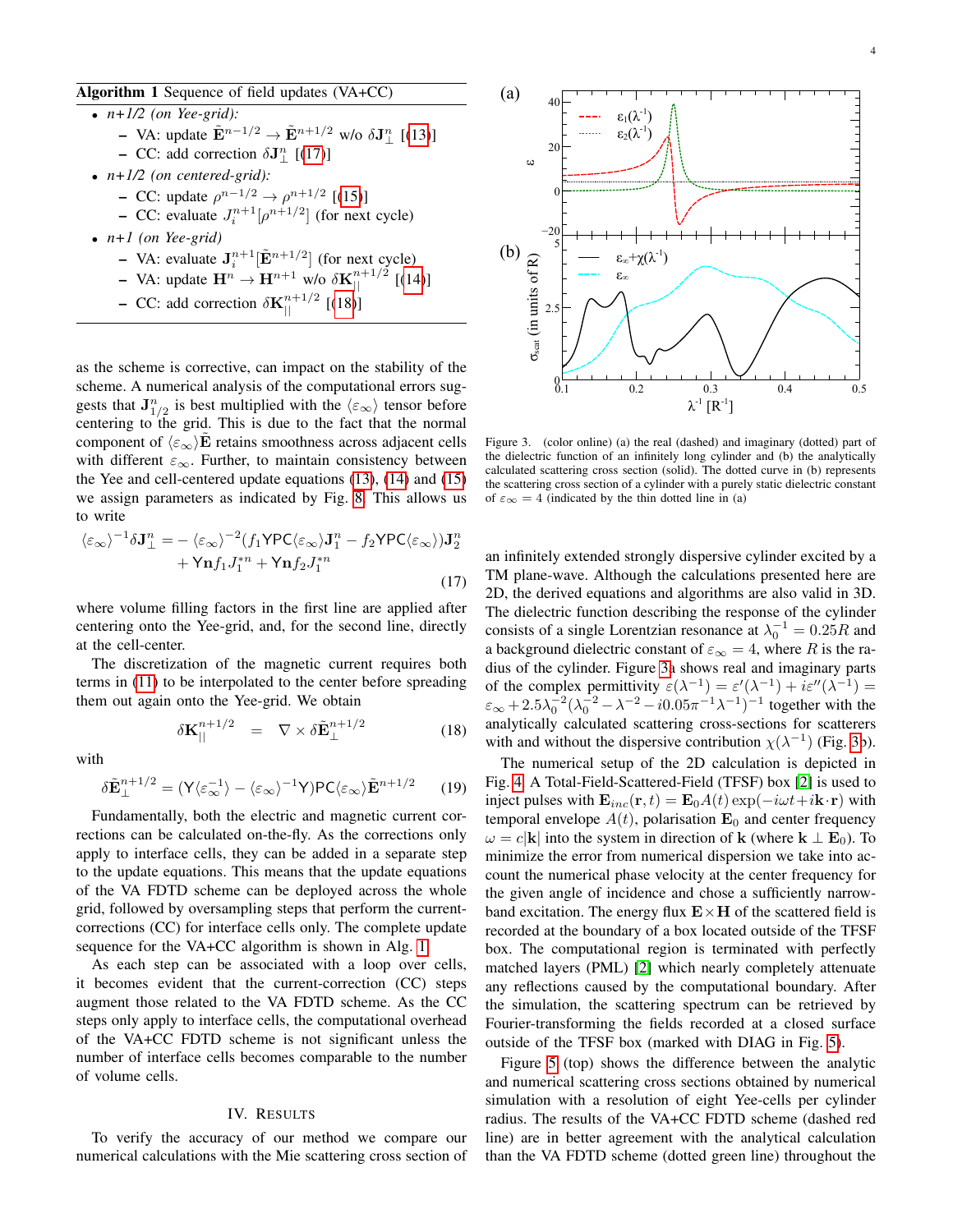**Algorithm 1** Sequence of field updates (VA+CC)

- *n+1/2 (on Yee-grid):*
  - VA: update $\tilde{\mathbf{E}}^{n-1/2} \to \tilde{\mathbf{E}}^{n+1/2}$ w/o $\delta\mathbf{J}_{\perp}^{n}$ [(13)]
  - CC: add correction $\delta\mathbf{J}_{\perp}^{n}$ [(17)]
- *n+1/2 (on centered-grid):*
  - CC: update $\rho^{n-1/2} \to \rho^{n+1/2}$ [(15)]
  - CC: evaluate $J_i^{n+1}[\rho^{n+1/2}]$ (for next cycle)
- *n+1 (on Yee-grid)*
  - VA: evaluate $\mathbf{J}_i^{n+1}[\tilde{\mathbf{E}}^{n+1/2}]$ (for next cycle)
  - VA: update $\mathbf{H}^{n} \to \mathbf{H}^{n+1}$ w/o $\delta\mathbf{K}_{||}^{n+1/2}$ [(14)]
  - CC: add correction $\delta\mathbf{K}_{||}^{n+1/2}$ [(18)]

as the scheme is corrective, can impact on the stability of the scheme. A numerical analysis of the computational errors suggests that $\mathbf{J}_{1/2}^{n}$ is best multiplied with the $\langle\varepsilon_\infty\rangle$ tensor before centering to the grid. This is due to the fact that the normal component of $\langle\varepsilon_\infty\rangle\tilde{\mathbf{E}}$ retains smoothness across adjacent cells with different $\varepsilon_\infty$. Further, to maintain consistency between the Yee and cell-centered update equations (13), (14) and (15) we assign parameters as indicated by Fig. 8. This allows us to write

$$\langle\varepsilon_\infty\rangle^{-1}\delta\mathbf{J}_{\perp}^{n} = -\langle\varepsilon_\infty\rangle^{-2}(f_1\mathsf{YPC}\langle\varepsilon_\infty\rangle\mathbf{J}_1^{n} - f_2\mathsf{YPC}\langle\varepsilon_\infty\rangle)\mathbf{J}_2^{n} + \mathsf{Y}\mathbf{n}f_1J_1^{*n} + \mathsf{Y}\mathbf{n}f_2J_1^{*n} \tag{17}$$

where volume filling factors in the first line are applied after centering onto the Yee-grid, and, for the second line, directly at the cell-center.

The discretization of the magnetic current requires both terms in (11) to be interpolated to the center before spreading them out again onto the Yee-grid. We obtain

$$\delta\mathbf{K}_{||}^{n+1/2} = \nabla\times\delta\tilde{\mathbf{E}}_{\perp}^{n+1/2} \tag{18}$$

with

$$\delta\tilde{\mathbf{E}}_{\perp}^{n+1/2} = (\mathsf{Y}\langle\varepsilon_\infty^{-1}\rangle - \langle\varepsilon_\infty\rangle^{-1}\mathsf{Y})\mathsf{PC}\langle\varepsilon_\infty\rangle\tilde{\mathbf{E}}^{n+1/2} \tag{19}$$

Fundamentally, both the electric and magnetic current corrections can be calculated on-the-fly. As the corrections only apply to interface cells, they can be added in a separate step to the update equations. This means that the update equations of the VA FDTD scheme can be deployed across the whole grid, followed by oversampling steps that perform the current-corrections (CC) for interface cells only. The complete update sequence for the VA+CC algorithm is shown in Alg. 1

As each step can be associated with a loop over cells, it becomes evident that the current-correction (CC) steps augment those related to the VA FDTD scheme. As the CC steps only apply to interface cells, the computational overhead of the VA+CC FDTD scheme is not significant unless the number of interface cells becomes comparable to the number of volume cells.

## IV. Results

To verify the accuracy of our method we compare our numerical calculations with the Mie scattering cross section of an infinitely extended strongly dispersive cylinder excited by a TM plane-wave. Although the calculations presented here are 2D, the derived equations and algorithms are also valid in 3D. The dielectric function describing the response of the cylinder consists of a single Lorentzian resonance at $\lambda_0^{-1} = 0.25R$ and a background dielectric constant of $\varepsilon_\infty = 4$, where $R$ is the radius of the cylinder. Figure 3a shows real and imaginary parts of the complex permittivity $\varepsilon(\lambda^{-1}) = \varepsilon'(\lambda^{-1}) + i\varepsilon''(\lambda^{-1}) = \varepsilon_\infty + 2.5\lambda_0^{-2}(\lambda_0^{-2} - \lambda^{-2} - i0.05\pi^{-1}\lambda^{-1})^{-1}$ together with the analytically calculated scattering cross-sections for scatterers with and without the dispersive contribution $\chi(\lambda^{-1})$ (Fig. 3b).

Figure 3. (color online) (a) the real (dashed) and imaginary (dotted) part of the dielectric function of an infinitely long cylinder and (b) the analytically calculated scattering cross section (solid). The dotted curve in (b) represents the scattering cross section of a cylinder with a purely static dielectric constant of $\varepsilon_\infty = 4$ (indicated by the thin dotted line in (a)

The numerical setup of the 2D calculation is depicted in Fig. 4. A Total-Field-Scattered-Field (TFSF) box [2] is used to inject pulses with $\mathbf{E}_{inc}(\mathbf{r}, t) = \mathbf{E}_0 A(t)\exp(-i\omega t + i\mathbf{k}\cdot\mathbf{r})$ with temporal envelope $A(t)$, polarisation $\mathbf{E}_0$ and center frequency $\omega = c|\mathbf{k}|$ into the system in direction of $\mathbf{k}$ (where $\mathbf{k}\perp\mathbf{E}_0$). To minimize the error from numerical dispersion we take into account the numerical phase velocity at the center frequency for the given angle of incidence and chose a sufficiently narrow-band excitation. The energy flux $\mathbf{E}\times\mathbf{H}$ of the scattered field is recorded at the boundary of a box located outside of the TFSF box. The computational region is terminated with perfectly matched layers (PML) [2] which nearly completely attenuate any reflections caused by the computational boundary. After the simulation, the scattering spectrum can be retrieved by Fourier-transforming the fields recorded at a closed surface outside of the TFSF box (marked with DIAG in Fig. 5).

Figure 5 (top) shows the difference between the analytic and numerical scattering cross sections obtained by numerical simulation with a resolution of eight Yee-cells per cylinder radius. The results of the VA+CC FDTD scheme (dashed red line) are in better agreement with the analytical calculation than the VA FDTD scheme (dotted green line) throughout the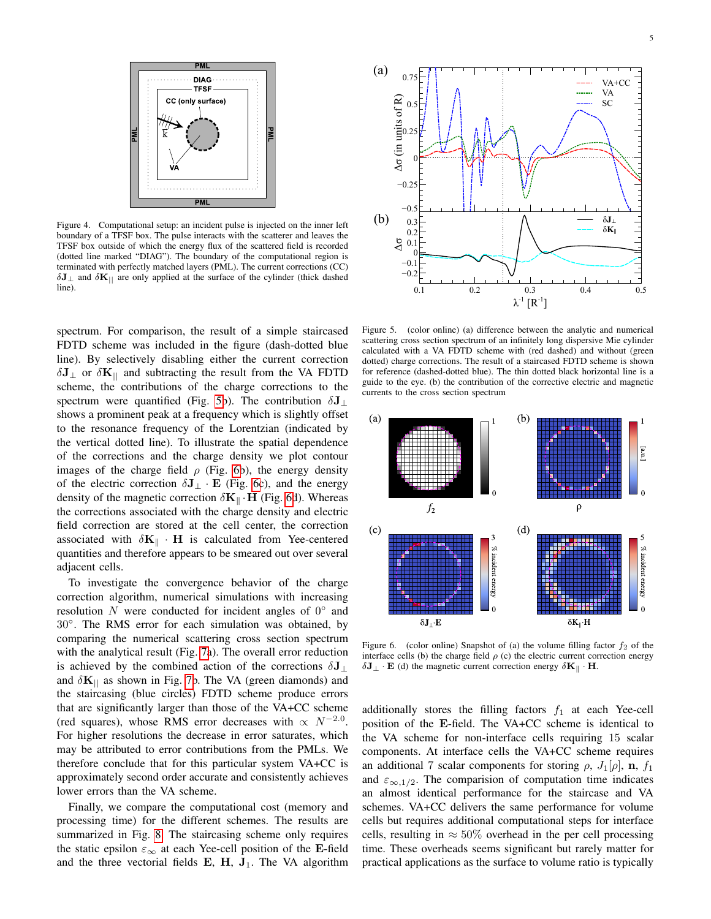Figure 4. Computational setup: an incident pulse is injected on the inner left boundary of a TFSF box. The pulse interacts with the scatterer and leaves the TFSF box outside of which the energy flux of the scattered field is recorded (dotted line marked "DIAG"). The boundary of the computational region is terminated with perfectly matched layers (PML). The current corrections (CC) $\delta\mathbf{J}_\perp$ and $\delta\mathbf{K}_{||}$ are only applied at the surface of the cylinder (thick dashed line).

Figure 5. (color online) (a) difference between the analytic and numerical scattering cross section spectrum of an infinitely long dispersive Mie cylinder calculated with a VA FDTD scheme with (red dashed) and without (green dotted) charge corrections. The result of a staircased FDTD scheme is shown for reference (dashed-dotted blue). The thin dotted black horizontal line is a guide to the eye. (b) the contribution of the corrective electric and magnetic currents to the cross section spectrum

spectrum. For comparison, the result of a simple staircased FDTD scheme was included in the figure (dash-dotted blue line). By selectively disabling either the current correction $\delta\mathbf{J}_\perp$ or $\delta\mathbf{K}_{||}$ and subtracting the result from the VA FDTD scheme, the contributions of the charge corrections to the spectrum were quantified (Fig. 5b). The contribution $\delta\mathbf{J}_\perp$ shows a prominent peak at a frequency which is slightly offset to the resonance frequency of the Lorentzian (indicated by the vertical dotted line). To illustrate the spatial dependence of the corrections and the charge density we plot contour images of the charge field $\rho$ (Fig. 6b), the energy density of the electric correction $\delta\mathbf{J}_\perp \cdot \mathbf{E}$ (Fig. 6c), and the energy density of the magnetic correction $\delta\mathbf{K}_{||} \cdot \mathbf{H}$ (Fig. 6d). Whereas the corrections associated with the charge density and electric field correction are stored at the cell center, the correction associated with $\delta\mathbf{K}_{||} \cdot \mathbf{H}$ is calculated from Yee-centered quantities and therefore appears to be smeared out over several adjacent cells.

To investigate the convergence behavior of the charge correction algorithm, numerical simulations with increasing resolution $N$ were conducted for incident angles of 0° and 30°. The RMS error for each simulation was obtained, by comparing the numerical scattering cross section spectrum with the analytical result (Fig. 7a). The overall error reduction is achieved by the combined action of the corrections $\delta\mathbf{J}_\perp$ and $\delta\mathbf{K}_{||}$ as shown in Fig. 7b. The VA (green diamonds) and the staircasing (blue circles) FDTD scheme produce errors that are significantly larger than those of the VA+CC scheme (red squares), whose RMS error decreases with $\propto N^{-2.0}$. For higher resolutions the decrease in error saturates, which may be attributed to error contributions from the PMLs. We therefore conclude that for this particular system VA+CC is approximately second order accurate and consistently achieves lower errors than the VA scheme.

Finally, we compare the computational cost (memory and processing time) for the different schemes. The results are summarized in Fig. 8. The staircasing scheme only requires the static epsilon $\varepsilon_\infty$ at each Yee-cell position of the $\mathbf{E}$-field and the three vectorial fields $\mathbf{E}$, $\mathbf{H}$, $\mathbf{J}_1$. The VA algorithm additionally stores the filling factors $f_1$ at each Yee-cell position of the $\mathbf{E}$-field. The VA+CC scheme is identical to the VA scheme for non-interface cells requiring 15 scalar components. At interface cells the VA+CC scheme requires an additional 7 scalar components for storing $\rho$, $J_1[\rho]$, $\mathbf{n}$, $f_1$ and $\varepsilon_{\infty,1/2}$. The comparision of computation time indicates an almost identical performance for the staircase and VA schemes. VA+CC delivers the same performance for volume cells but requires additional computational steps for interface cells, resulting in $\approx 50\%$ overhead in the per cell processing time. These overheads seems significant but rarely matter for practical applications as the surface to volume ratio is typically

Figure 6. (color online) Snapshot of (a) the volume filling factor $f_2$ of the interface cells (b) the charge field $\rho$ (c) the electric current correction energy $\delta\mathbf{J}_\perp \cdot \mathbf{E}$ (d) the magnetic current correction energy $\delta\mathbf{K}_{||} \cdot \mathbf{H}$.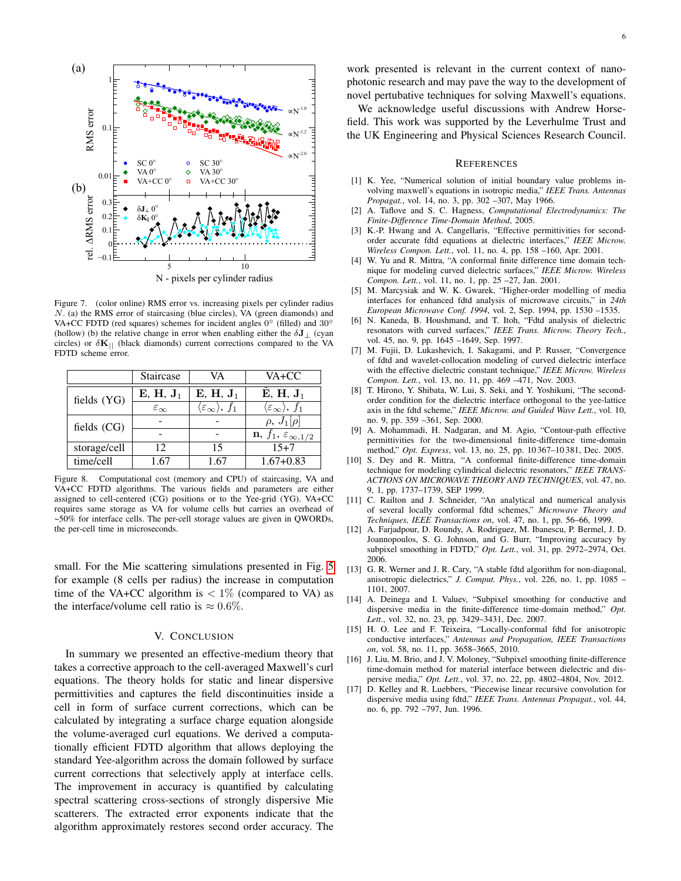Figure 7. (color online) RMS error vs. increasing pixels per cylinder radius $N$. (a) the RMS error of staircasing (blue circles), VA (green diamonds) and VA+CC FDTD (red squares) schemes for incident angles 0° (filled) and 30° (hollow) (b) the relative change in error when enabling either the $\delta\mathbf{J}_\perp$ (cyan circles) or $\delta\mathbf{K}_{||}$ (black diamonds) current corrections compared to the VA FDTD scheme error.

| | Staircase | VA | VA+CC |
|---|---|---|---|
| fields (YG) | $\mathbf{E}$, $\mathbf{H}$, $\mathbf{J}_1$ | $\mathbf{E}$, $\mathbf{H}$, $\mathbf{J}_1$ | $\mathbf{E}$, $\mathbf{H}$, $\mathbf{J}_1$ |
| | $\varepsilon_\infty$ | $\langle\varepsilon_\infty\rangle$, $f_1$ | $\langle\varepsilon_\infty\rangle$, $f_1$ |
| fields (CG) | - | - | $\rho$, $J_1[\rho]$ |
| | - | - | $\mathbf{n}$, $f_1$, $\varepsilon_{\infty,1/2}$ |
| storage/cell | 12 | 15 | 15+7 |
| time/cell | 1.67 | 1.67 | 1.67+0.83 |

Figure 8. Computational cost (memory and CPU) of staircasing, VA and VA+CC FDTD algorithms. The various fields and parameters are either assigned to cell-centered (CG) positions or to the Yee-grid (YG). VA+CC requires same storage as VA for volume cells but carries an overhead of ~50% for interface cells. The per-cell storage values are given in QWORDs, the per-cell time in microseconds.

small. For the Mie scattering simulations presented in Fig. 5 for example (8 cells per radius) the increase in computation time of the VA+CC algorithm is $< 1\%$ (compared to VA) as the interface/volume cell ratio is $\approx 0.6\%$.

## V. Conclusion

In summary we presented an effective-medium theory that takes a corrective approach to the cell-averaged Maxwell's curl equations. The theory holds for static and linear dispersive permittivities and captures the field discontinuities inside a cell in form of surface current corrections, which can be calculated by integrating a surface charge equation alongside the volume-averaged curl equations. We derived a computationally efficient FDTD algorithm that allows deploying the standard Yee-algorithm across the domain followed by surface current corrections that selectively apply at interface cells. The improvement in accuracy is quantified by calculating spectral scattering cross-sections of strongly dispersive Mie scatterers. The extracted error exponents indicate that the algorithm approximately restores second order accuracy. The work presented is relevant in the current context of nano-photonic research and may pave the way to the development of novel pertubative techniques for solving Maxwell's equations.

We acknowledge useful discussions with Andrew Horsefield. This work was supported by the Leverhulme Trust and the UK Engineering and Physical Sciences Research Council.

## References

[1] K. Yee, "Numerical solution of initial boundary value problems involving maxwell's equations in isotropic media," *IEEE Trans. Antennas Propagat.*, vol. 14, no. 3, pp. 302 –307, May 1966.

[2] A. Taflove and S. C. Hagness, *Computational Electrodynamics: The Finite-Difference Time-Domain Method*, 2005.

[3] K.-P. Hwang and A. Cangellaris, "Effective permittivities for second-order accurate fdtd equations at dielectric interfaces," *IEEE Microw. Wireless Compon. Lett.*, vol. 11, no. 4, pp. 158 –160, Apr. 2001.

[4] W. Yu and R. Mittra, "A conformal finite difference time domain technique for modeling curved dielectric surfaces," *IEEE Microw. Wireless Compon. Lett.*, vol. 11, no. 1, pp. 25 –27, Jan. 2001.

[5] M. Marcysiak and W. K. Gwarek, "Higher-order modelling of media interfaces for enhanced fdtd analysis of microwave circuits," in *24th European Microwave Conf. 1994*, vol. 2, Sep. 1994, pp. 1530 –1535.

[6] N. Kaneda, B. Houshmand, and T. Itoh, "Fdtd analysis of dielectric resonators with curved surfaces," *IEEE Trans. Microw. Theory Tech.*, vol. 45, no. 9, pp. 1645 –1649, Sep. 1997.

[7] M. Fujii, D. Lukashevich, I. Sakagami, and P. Russer, "Convergence of fdtd and wavelet-collocation modeling of curved dielectric interface with the effective dielectric constant technique," *IEEE Microw. Wireless Compon. Lett.*, vol. 13, no. 11, pp. 469 –471, Nov. 2003.

[8] T. Hirono, Y. Shibata, W. Lui, S. Seki, and Y. Yoshikuni, "The second-order condition for the dielectric interface orthogonal to the yee-lattice axis in the fdtd scheme," *IEEE Microw. and Guided Wave Lett.*, vol. 10, no. 9, pp. 359 –361, Sep. 2000.

[9] A. Mohammadi, H. Nadgaran, and M. Agio, "Contour-path effective permittivities for the two-dimensional finite-difference time-domain method," *Opt. Express*, vol. 13, no. 25, pp. 10 367–10 381, Dec. 2005.

[10] S. Dey and R. Mittra, "A conformal finite-difference time-domain technique for modeling cylindrical dielectric resonators," *IEEE TRANSACTIONS ON MICROWAVE THEORY AND TECHNIQUES*, vol. 47, no. 9, 1, pp. 1737–1739, SEP 1999.

[11] C. Railton and J. Schneider, "An analytical and numerical analysis of several locally conformal fdtd schemes," *Microwave Theory and Techniques, IEEE Transactions on*, vol. 47, no. 1, pp. 56–66, 1999.

[12] A. Farjadpour, D. Roundy, A. Rodriguez, M. Ibanescu, P. Bermel, J. D. Joannopoulos, S. G. Johnson, and G. Burr, "Improving accuracy by subpixel smoothing in FDTD," *Opt. Lett.*, vol. 31, pp. 2972–2974, Oct. 2006.

[13] G. R. Werner and J. R. Cary, "A stable fdtd algorithm for non-diagonal, anisotropic dielectrics," *J. Comput. Phys.*, vol. 226, no. 1, pp. 1085 – 1101, 2007.

[14] A. Deinega and I. Valuev, "Subpixel smoothing for conductive and dispersive media in the finite-difference time-domain method," *Opt. Lett.*, vol. 32, no. 23, pp. 3429–3431, Dec. 2007.

[15] H. O. Lee and F. Teixeira, "Locally-conformal fdtd for anisotropic conductive interfaces," *Antennas and Propagation, IEEE Transactions on*, vol. 58, no. 11, pp. 3658–3665, 2010.

[16] J. Liu, M. Brio, and J. V. Moloney, "Subpixel smoothing finite-difference time-domain method for material interface between dielectric and dispersive media," *Opt. Lett.*, vol. 37, no. 22, pp. 4802–4804, Nov. 2012.

[17] D. Kelley and R. Luebbers, "Piecewise linear recursive convolution for dispersive media using fdtd," *IEEE Trans. Antennas Propagat.*, vol. 44, no. 6, pp. 792 –797, Jun. 1996.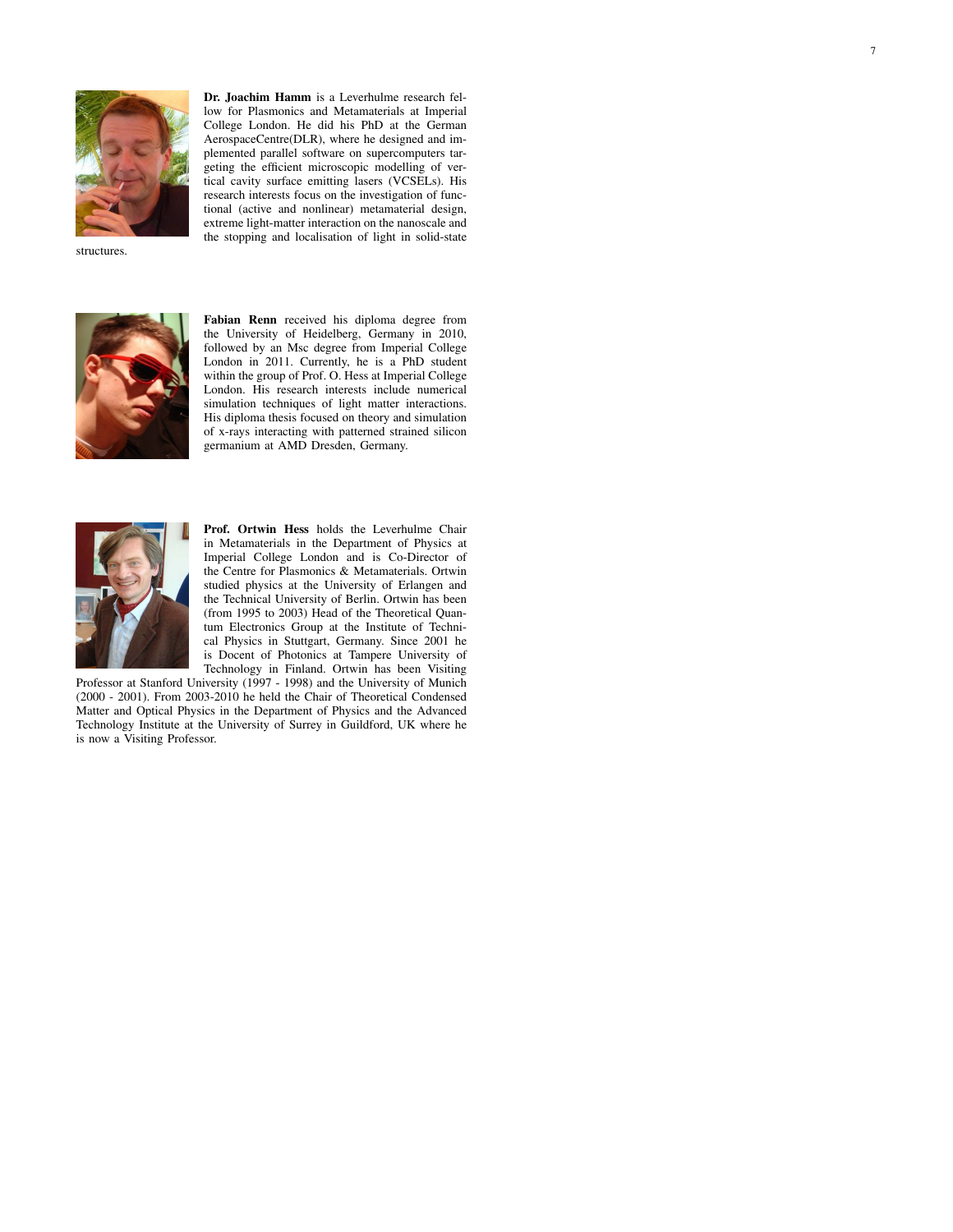**Dr. Joachim Hamm** is a Leverhulme research fellow for Plasmonics and Metamaterials at Imperial College London. He did his PhD at the German AerospaceCentre(DLR), where he designed and implemented parallel software on supercomputers targeting the efficient microscopic modelling of vertical cavity surface emitting lasers (VCSELs). His research interests focus on the investigation of functional (active and nonlinear) metamaterial design, extreme light-matter interaction on the nanoscale and the stopping and localisation of light in solid-state structures.

**Fabian Renn** received his diploma degree from the University of Heidelberg, Germany in 2010, followed by an Msc degree from Imperial College London in 2011. Currently, he is a PhD student within the group of Prof. O. Hess at Imperial College London. His research interests include numerical simulation techniques of light matter interactions. His diploma thesis focused on theory and simulation of x-rays interacting with patterned strained silicon germanium at AMD Dresden, Germany.

**Prof. Ortwin Hess** holds the Leverhulme Chair in Metamaterials in the Department of Physics at Imperial College London and is Co-Director of the Centre for Plasmonics & Metamaterials. Ortwin studied physics at the University of Erlangen and the Technical University of Berlin. Ortwin has been (from 1995 to 2003) Head of the Theoretical Quantum Electronics Group at the Institute of Technical Physics in Stuttgart, Germany. Since 2001 he is Docent of Photonics at Tampere University of Technology in Finland. Ortwin has been Visiting Professor at Stanford University (1997 - 1998) and the University of Munich (2000 - 2001). From 2003-2010 he held the Chair of Theoretical Condensed Matter and Optical Physics in the Department of Physics and the Advanced Technology Institute at the University of Surrey in Guildford, UK where he is now a Visiting Professor.